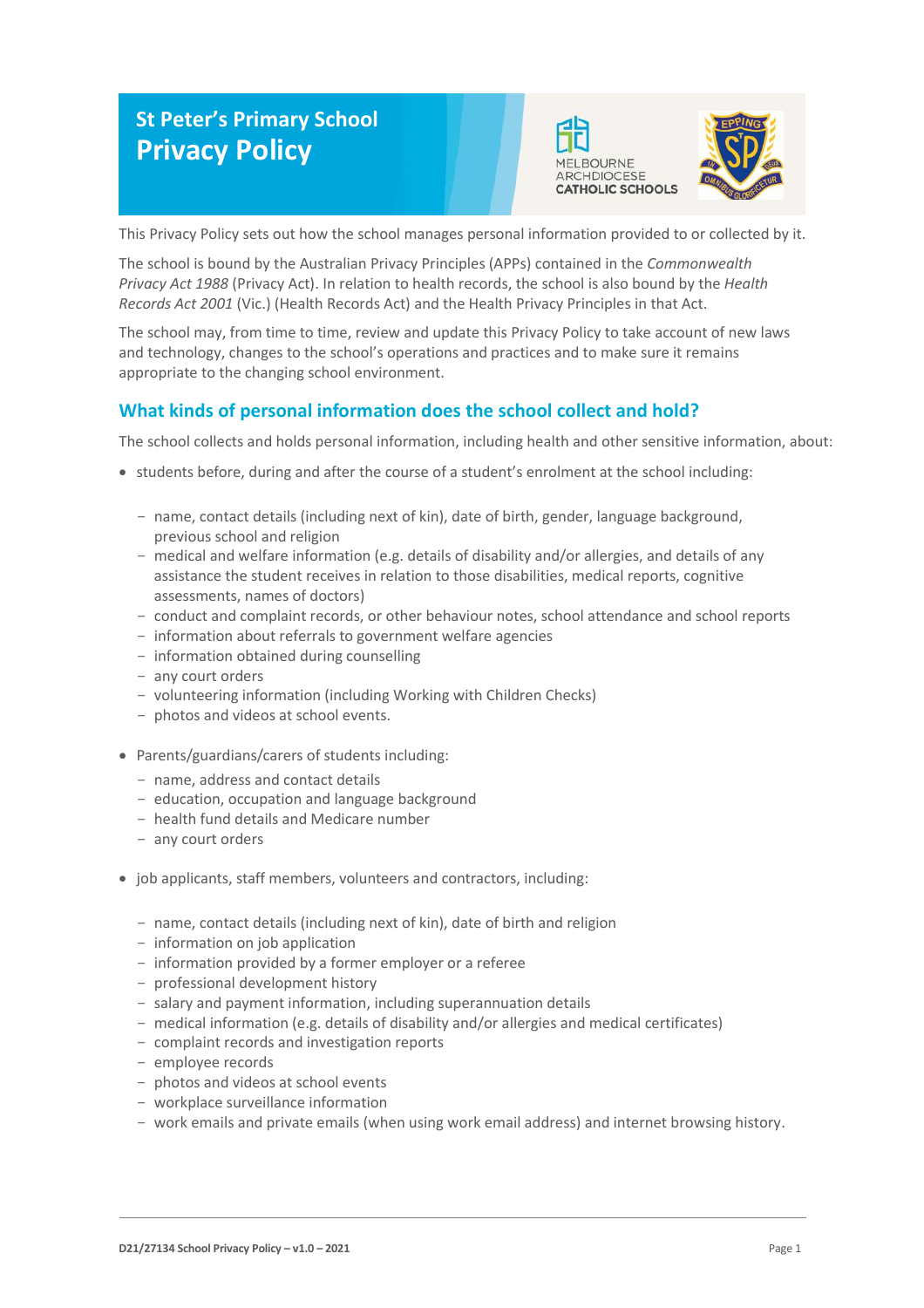# St Peter's Primary School
# Privacy Policy

This Privacy Policy sets out how the school manages personal information provided to or collected by it.

The school is bound by the Australian Privacy Principles (APPs) contained in the *Commonwealth Privacy Act 1988* (Privacy Act). In relation to health records, the school is also bound by the *Health Records Act 2001* (Vic.) (Health Records Act) and the Health Privacy Principles in that Act.

The school may, from time to time, review and update this Privacy Policy to take account of new laws and technology, changes to the school's operations and practices and to make sure it remains appropriate to the changing school environment.

## What kinds of personal information does the school collect and hold?

The school collects and holds personal information, including health and other sensitive information, about:

- students before, during and after the course of a student's enrolment at the school including:
  - name, contact details (including next of kin), date of birth, gender, language background, previous school and religion
  - medical and welfare information (e.g. details of disability and/or allergies, and details of any assistance the student receives in relation to those disabilities, medical reports, cognitive assessments, names of doctors)
  - conduct and complaint records, or other behaviour notes, school attendance and school reports
  - information about referrals to government welfare agencies
  - information obtained during counselling
  - any court orders
  - volunteering information (including Working with Children Checks)
  - photos and videos at school events.
- Parents/guardians/carers of students including:
  - name, address and contact details
  - education, occupation and language background
  - health fund details and Medicare number
  - any court orders
- job applicants, staff members, volunteers and contractors, including:
  - name, contact details (including next of kin), date of birth and religion
  - information on job application
  - information provided by a former employer or a referee
  - professional development history
  - salary and payment information, including superannuation details
  - medical information (e.g. details of disability and/or allergies and medical certificates)
  - complaint records and investigation reports
  - employee records
  - photos and videos at school events
  - workplace surveillance information
  - work emails and private emails (when using work email address) and internet browsing history.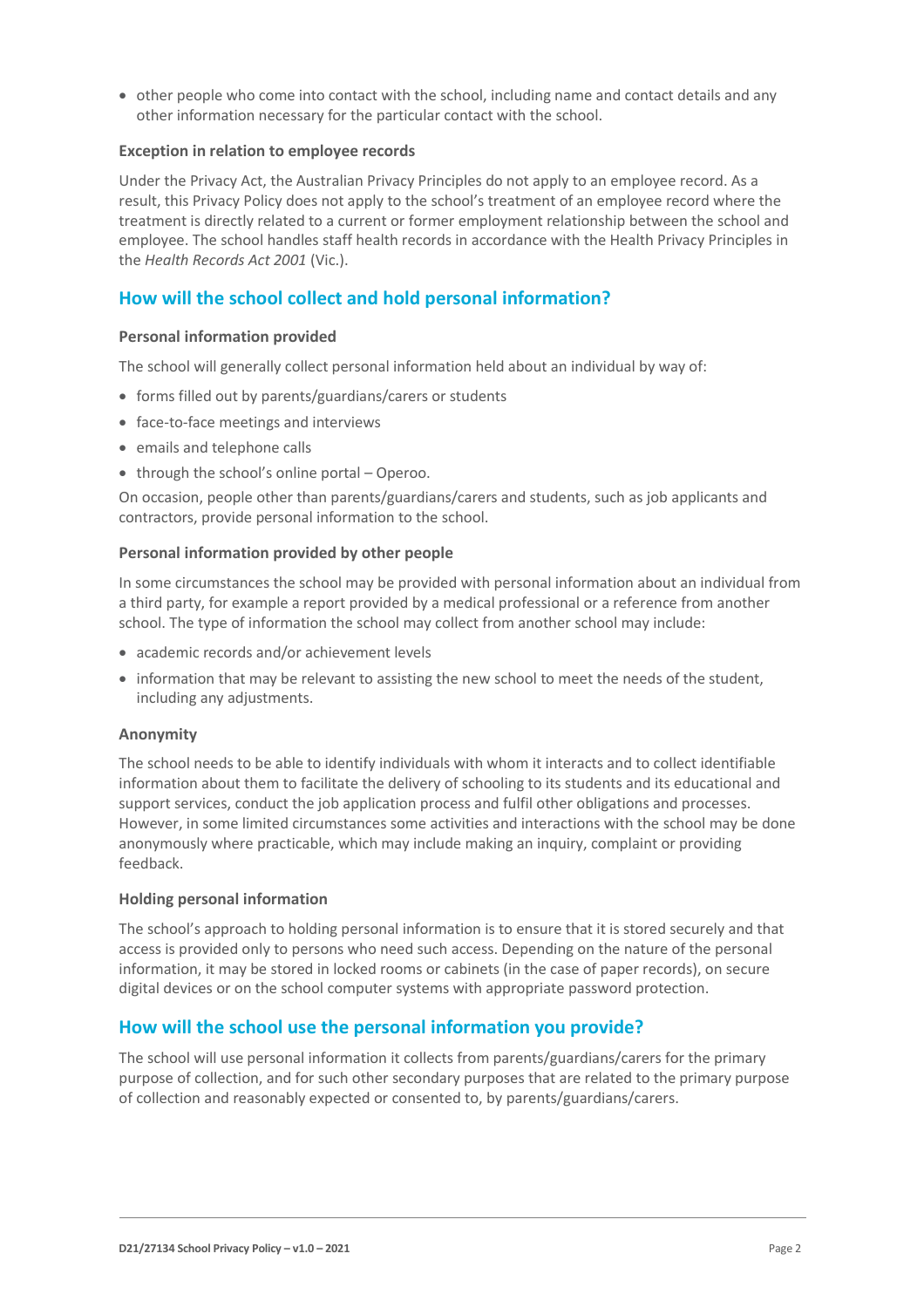- other people who come into contact with the school, including name and contact details and any other information necessary for the particular contact with the school.

### Exception in relation to employee records

Under the Privacy Act, the Australian Privacy Principles do not apply to an employee record. As a result, this Privacy Policy does not apply to the school's treatment of an employee record where the treatment is directly related to a current or former employment relationship between the school and employee. The school handles staff health records in accordance with the Health Privacy Principles in the *Health Records Act 2001* (Vic.).

## How will the school collect and hold personal information?

### Personal information provided

The school will generally collect personal information held about an individual by way of:

- forms filled out by parents/guardians/carers or students
- face-to-face meetings and interviews
- emails and telephone calls
- through the school's online portal – Operoo.

On occasion, people other than parents/guardians/carers and students, such as job applicants and contractors, provide personal information to the school.

### Personal information provided by other people

In some circumstances the school may be provided with personal information about an individual from a third party, for example a report provided by a medical professional or a reference from another school. The type of information the school may collect from another school may include:

- academic records and/or achievement levels
- information that may be relevant to assisting the new school to meet the needs of the student, including any adjustments.

### Anonymity

The school needs to be able to identify individuals with whom it interacts and to collect identifiable information about them to facilitate the delivery of schooling to its students and its educational and support services, conduct the job application process and fulfil other obligations and processes. However, in some limited circumstances some activities and interactions with the school may be done anonymously where practicable, which may include making an inquiry, complaint or providing feedback.

### Holding personal information

The school's approach to holding personal information is to ensure that it is stored securely and that access is provided only to persons who need such access. Depending on the nature of the personal information, it may be stored in locked rooms or cabinets (in the case of paper records), on secure digital devices or on the school computer systems with appropriate password protection.

## How will the school use the personal information you provide?

The school will use personal information it collects from parents/guardians/carers for the primary purpose of collection, and for such other secondary purposes that are related to the primary purpose of collection and reasonably expected or consented to, by parents/guardians/carers.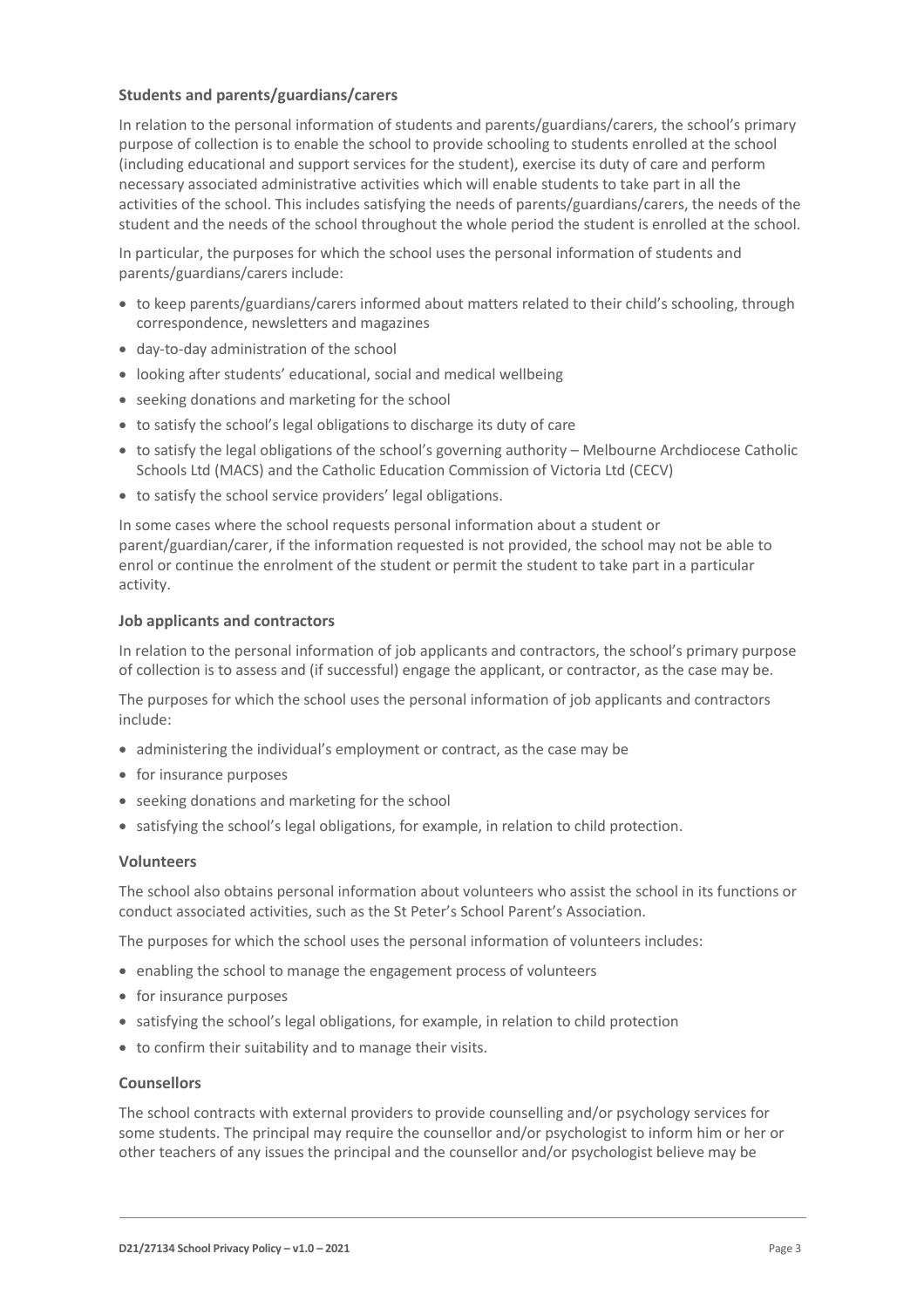### Students and parents/guardians/carers

In relation to the personal information of students and parents/guardians/carers, the school's primary purpose of collection is to enable the school to provide schooling to students enrolled at the school (including educational and support services for the student), exercise its duty of care and perform necessary associated administrative activities which will enable students to take part in all the activities of the school. This includes satisfying the needs of parents/guardians/carers, the needs of the student and the needs of the school throughout the whole period the student is enrolled at the school.

In particular, the purposes for which the school uses the personal information of students and parents/guardians/carers include:

- to keep parents/guardians/carers informed about matters related to their child's schooling, through correspondence, newsletters and magazines
- day-to-day administration of the school
- looking after students' educational, social and medical wellbeing
- seeking donations and marketing for the school
- to satisfy the school's legal obligations to discharge its duty of care
- to satisfy the legal obligations of the school's governing authority – Melbourne Archdiocese Catholic Schools Ltd (MACS) and the Catholic Education Commission of Victoria Ltd (CECV)
- to satisfy the school service providers' legal obligations.

In some cases where the school requests personal information about a student or parent/guardian/carer, if the information requested is not provided, the school may not be able to enrol or continue the enrolment of the student or permit the student to take part in a particular activity.

### Job applicants and contractors

In relation to the personal information of job applicants and contractors, the school's primary purpose of collection is to assess and (if successful) engage the applicant, or contractor, as the case may be.

The purposes for which the school uses the personal information of job applicants and contractors include:

- administering the individual's employment or contract, as the case may be
- for insurance purposes
- seeking donations and marketing for the school
- satisfying the school's legal obligations, for example, in relation to child protection.

### Volunteers

The school also obtains personal information about volunteers who assist the school in its functions or conduct associated activities, such as the St Peter's School Parent's Association.

The purposes for which the school uses the personal information of volunteers includes:

- enabling the school to manage the engagement process of volunteers
- for insurance purposes
- satisfying the school's legal obligations, for example, in relation to child protection
- to confirm their suitability and to manage their visits.

### Counsellors

The school contracts with external providers to provide counselling and/or psychology services for some students. The principal may require the counsellor and/or psychologist to inform him or her or other teachers of any issues the principal and the counsellor and/or psychologist believe may be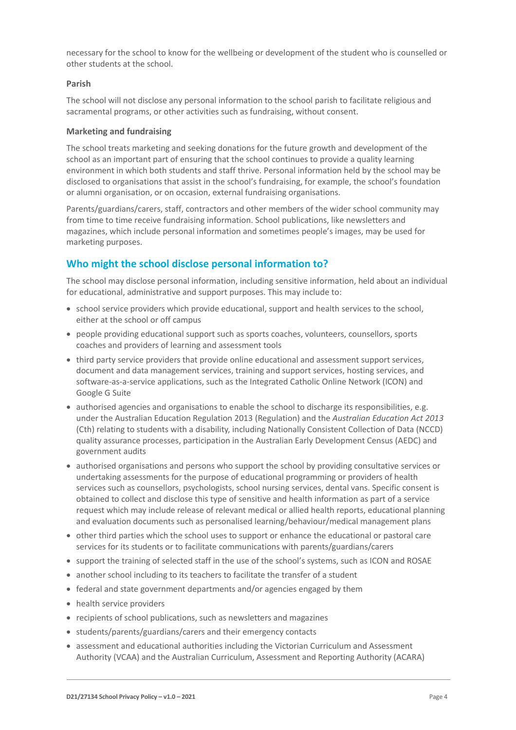necessary for the school to know for the wellbeing or development of the student who is counselled or other students at the school.

#### Parish

The school will not disclose any personal information to the school parish to facilitate religious and sacramental programs, or other activities such as fundraising, without consent.

#### Marketing and fundraising

The school treats marketing and seeking donations for the future growth and development of the school as an important part of ensuring that the school continues to provide a quality learning environment in which both students and staff thrive. Personal information held by the school may be disclosed to organisations that assist in the school's fundraising, for example, the school's foundation or alumni organisation, or on occasion, external fundraising organisations.

Parents/guardians/carers, staff, contractors and other members of the wider school community may from time to time receive fundraising information. School publications, like newsletters and magazines, which include personal information and sometimes people's images, may be used for marketing purposes.

## Who might the school disclose personal information to?

The school may disclose personal information, including sensitive information, held about an individual for educational, administrative and support purposes. This may include to:

- school service providers which provide educational, support and health services to the school, either at the school or off campus
- people providing educational support such as sports coaches, volunteers, counsellors, sports coaches and providers of learning and assessment tools
- third party service providers that provide online educational and assessment support services, document and data management services, training and support services, hosting services, and software-as-a-service applications, such as the Integrated Catholic Online Network (ICON) and Google G Suite
- authorised agencies and organisations to enable the school to discharge its responsibilities, e.g. under the Australian Education Regulation 2013 (Regulation) and the *Australian Education Act 2013* (Cth) relating to students with a disability, including Nationally Consistent Collection of Data (NCCD) quality assurance processes, participation in the Australian Early Development Census (AEDC) and government audits
- authorised organisations and persons who support the school by providing consultative services or undertaking assessments for the purpose of educational programming or providers of health services such as counsellors, psychologists, school nursing services, dental vans. Specific consent is obtained to collect and disclose this type of sensitive and health information as part of a service request which may include release of relevant medical or allied health reports, educational planning and evaluation documents such as personalised learning/behaviour/medical management plans
- other third parties which the school uses to support or enhance the educational or pastoral care services for its students or to facilitate communications with parents/guardians/carers
- support the training of selected staff in the use of the school's systems, such as ICON and ROSAE
- another school including to its teachers to facilitate the transfer of a student
- federal and state government departments and/or agencies engaged by them
- health service providers
- recipients of school publications, such as newsletters and magazines
- students/parents/guardians/carers and their emergency contacts
- assessment and educational authorities including the Victorian Curriculum and Assessment Authority (VCAA) and the Australian Curriculum, Assessment and Reporting Authority (ACARA)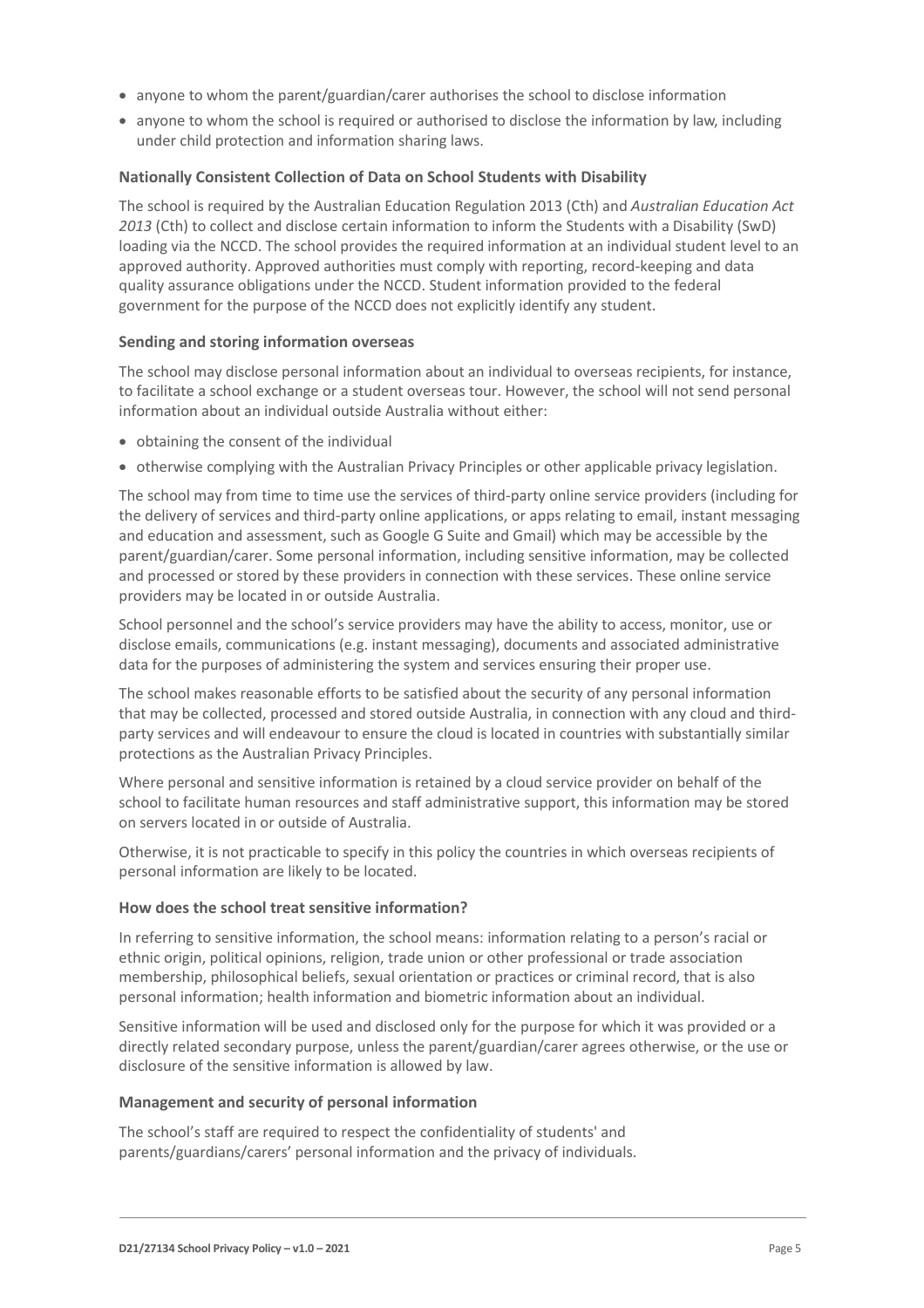- anyone to whom the parent/guardian/carer authorises the school to disclose information
- anyone to whom the school is required or authorised to disclose the information by law, including under child protection and information sharing laws.

### Nationally Consistent Collection of Data on School Students with Disability

The school is required by the Australian Education Regulation 2013 (Cth) and *Australian Education Act 2013* (Cth) to collect and disclose certain information to inform the Students with a Disability (SwD) loading via the NCCD. The school provides the required information at an individual student level to an approved authority. Approved authorities must comply with reporting, record-keeping and data quality assurance obligations under the NCCD. Student information provided to the federal government for the purpose of the NCCD does not explicitly identify any student.

### Sending and storing information overseas

The school may disclose personal information about an individual to overseas recipients, for instance, to facilitate a school exchange or a student overseas tour. However, the school will not send personal information about an individual outside Australia without either:

- obtaining the consent of the individual
- otherwise complying with the Australian Privacy Principles or other applicable privacy legislation.

The school may from time to time use the services of third-party online service providers (including for the delivery of services and third-party online applications, or apps relating to email, instant messaging and education and assessment, such as Google G Suite and Gmail) which may be accessible by the parent/guardian/carer. Some personal information, including sensitive information, may be collected and processed or stored by these providers in connection with these services. These online service providers may be located in or outside Australia.

School personnel and the school's service providers may have the ability to access, monitor, use or disclose emails, communications (e.g. instant messaging), documents and associated administrative data for the purposes of administering the system and services ensuring their proper use.

The school makes reasonable efforts to be satisfied about the security of any personal information that may be collected, processed and stored outside Australia, in connection with any cloud and third-party services and will endeavour to ensure the cloud is located in countries with substantially similar protections as the Australian Privacy Principles.

Where personal and sensitive information is retained by a cloud service provider on behalf of the school to facilitate human resources and staff administrative support, this information may be stored on servers located in or outside of Australia.

Otherwise, it is not practicable to specify in this policy the countries in which overseas recipients of personal information are likely to be located.

### How does the school treat sensitive information?

In referring to sensitive information, the school means: information relating to a person's racial or ethnic origin, political opinions, religion, trade union or other professional or trade association membership, philosophical beliefs, sexual orientation or practices or criminal record, that is also personal information; health information and biometric information about an individual.

Sensitive information will be used and disclosed only for the purpose for which it was provided or a directly related secondary purpose, unless the parent/guardian/carer agrees otherwise, or the use or disclosure of the sensitive information is allowed by law.

### Management and security of personal information

The school's staff are required to respect the confidentiality of students' and parents/guardians/carers' personal information and the privacy of individuals.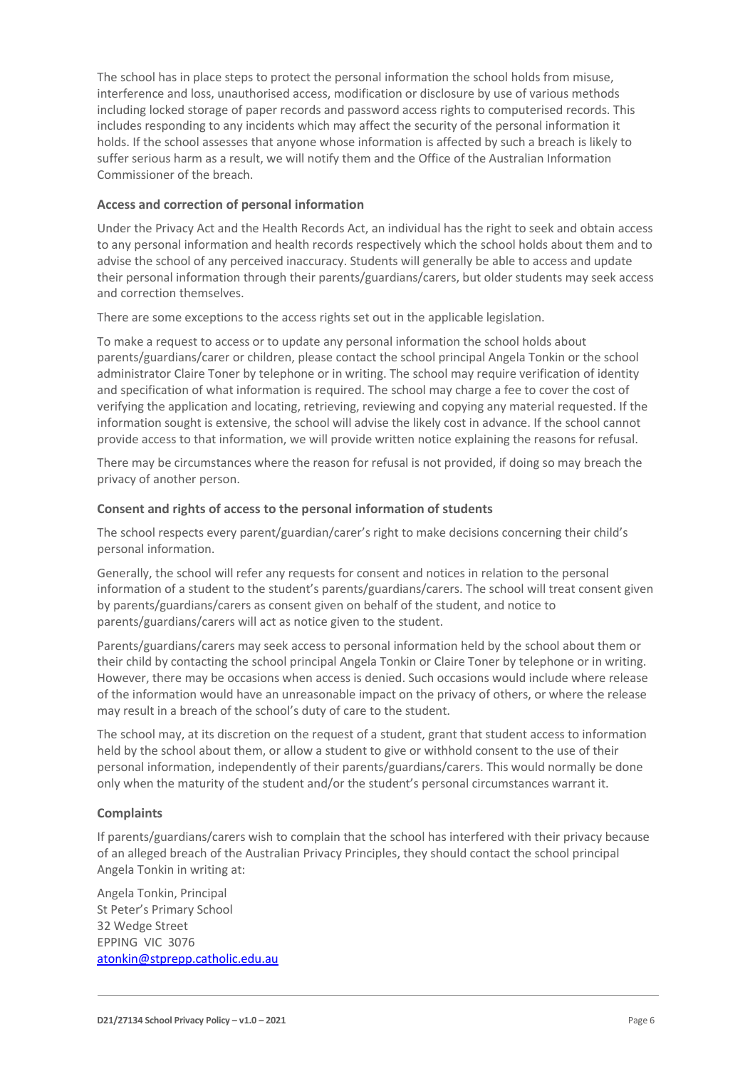The school has in place steps to protect the personal information the school holds from misuse, interference and loss, unauthorised access, modification or disclosure by use of various methods including locked storage of paper records and password access rights to computerised records. This includes responding to any incidents which may affect the security of the personal information it holds. If the school assesses that anyone whose information is affected by such a breach is likely to suffer serious harm as a result, we will notify them and the Office of the Australian Information Commissioner of the breach.

### Access and correction of personal information

Under the Privacy Act and the Health Records Act, an individual has the right to seek and obtain access to any personal information and health records respectively which the school holds about them and to advise the school of any perceived inaccuracy. Students will generally be able to access and update their personal information through their parents/guardians/carers, but older students may seek access and correction themselves.

There are some exceptions to the access rights set out in the applicable legislation.

To make a request to access or to update any personal information the school holds about parents/guardians/carer or children, please contact the school principal Angela Tonkin or the school administrator Claire Toner by telephone or in writing. The school may require verification of identity and specification of what information is required. The school may charge a fee to cover the cost of verifying the application and locating, retrieving, reviewing and copying any material requested. If the information sought is extensive, the school will advise the likely cost in advance. If the school cannot provide access to that information, we will provide written notice explaining the reasons for refusal.

There may be circumstances where the reason for refusal is not provided, if doing so may breach the privacy of another person.

### Consent and rights of access to the personal information of students

The school respects every parent/guardian/carer's right to make decisions concerning their child's personal information.

Generally, the school will refer any requests for consent and notices in relation to the personal information of a student to the student's parents/guardians/carers. The school will treat consent given by parents/guardians/carers as consent given on behalf of the student, and notice to parents/guardians/carers will act as notice given to the student.

Parents/guardians/carers may seek access to personal information held by the school about them or their child by contacting the school principal Angela Tonkin or Claire Toner by telephone or in writing. However, there may be occasions when access is denied. Such occasions would include where release of the information would have an unreasonable impact on the privacy of others, or where the release may result in a breach of the school's duty of care to the student.

The school may, at its discretion on the request of a student, grant that student access to information held by the school about them, or allow a student to give or withhold consent to the use of their personal information, independently of their parents/guardians/carers. This would normally be done only when the maturity of the student and/or the student's personal circumstances warrant it.

### Complaints

If parents/guardians/carers wish to complain that the school has interfered with their privacy because of an alleged breach of the Australian Privacy Principles, they should contact the school principal Angela Tonkin in writing at:

Angela Tonkin, Principal
St Peter's Primary School
32 Wedge Street
EPPING VIC 3076
atonkin@stprepp.catholic.edu.au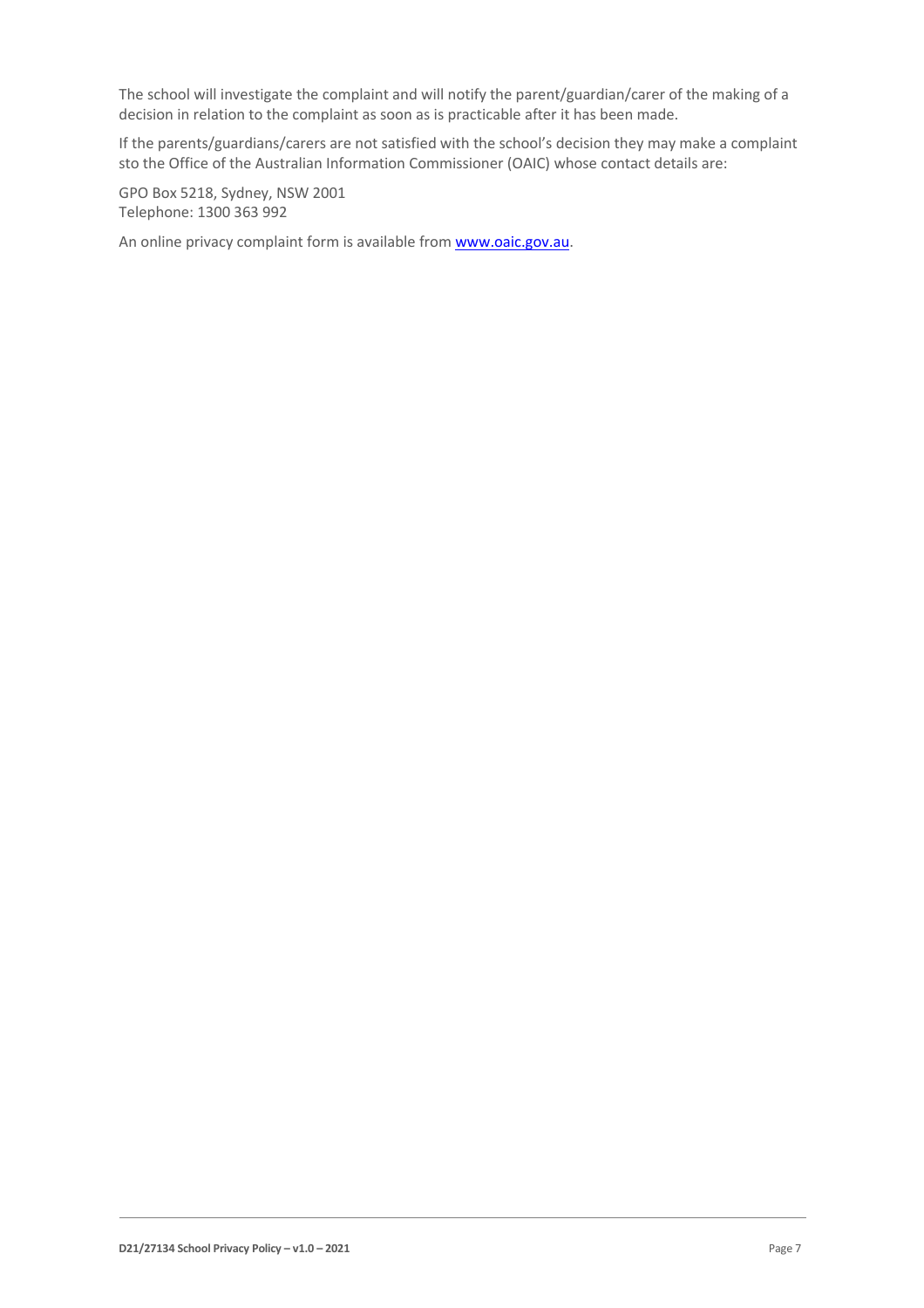The school will investigate the complaint and will notify the parent/guardian/carer of the making of a decision in relation to the complaint as soon as is practicable after it has been made.

If the parents/guardians/carers are not satisfied with the school's decision they may make a complaint sto the Office of the Australian Information Commissioner (OAIC) whose contact details are:

GPO Box 5218, Sydney, NSW 2001
Telephone: 1300 363 992

An online privacy complaint form is available from [www.oaic.gov.au](http://www.oaic.gov.au).